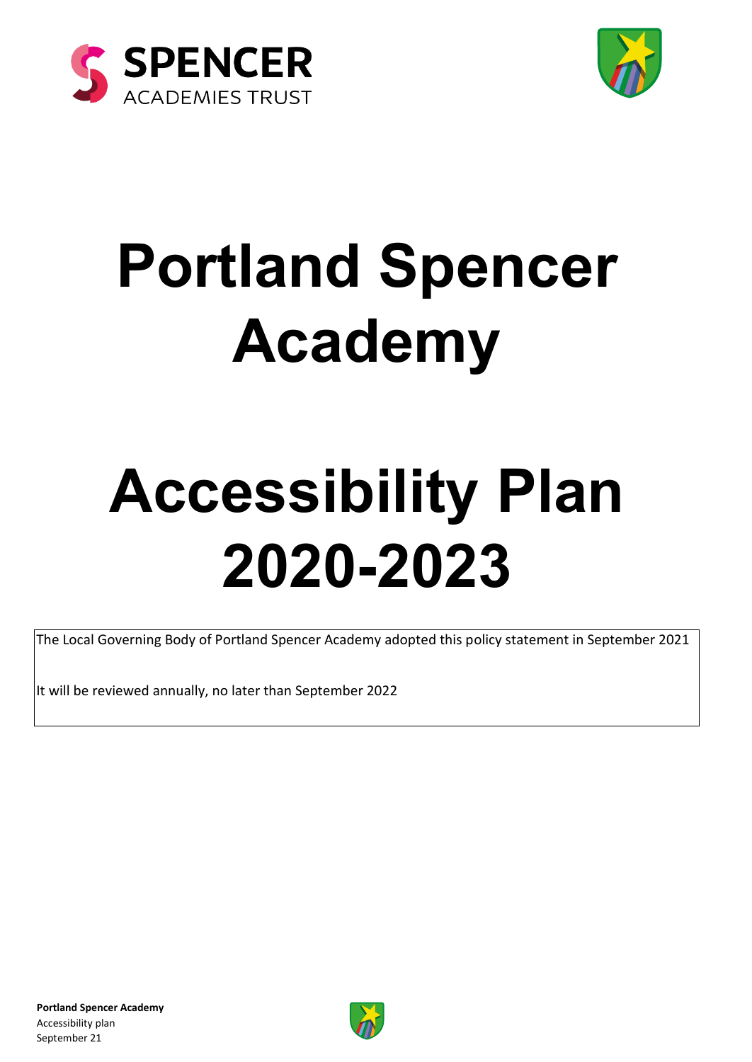SPENCER
ACADEMIES TRUST

# Portland Spencer Academy

# Accessibility Plan 2020-2023

| The Local Governing Body of Portland Spencer Academy adopted this policy statement in September 2021<br><br>It will be reviewed annually, no later than September 2022 |
|---|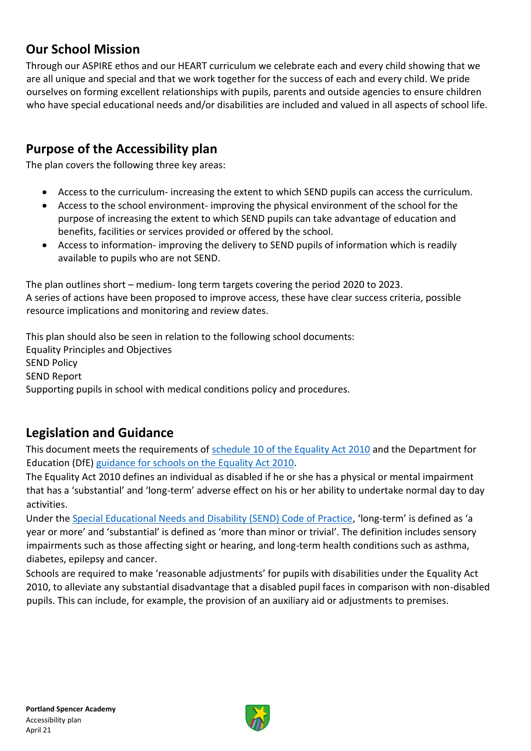## Our School Mission

Through our ASPIRE ethos and our HEART curriculum we celebrate each and every child showing that we are all unique and special and that we work together for the success of each and every child. We pride ourselves on forming excellent relationships with pupils, parents and outside agencies to ensure children who have special educational needs and/or disabilities are included and valued in all aspects of school life.

## Purpose of the Accessibility plan

The plan covers the following three key areas:

- Access to the curriculum- increasing the extent to which SEND pupils can access the curriculum.
- Access to the school environment- improving the physical environment of the school for the purpose of increasing the extent to which SEND pupils can take advantage of education and benefits, facilities or services provided or offered by the school.
- Access to information- improving the delivery to SEND pupils of information which is readily available to pupils who are not SEND.

The plan outlines short – medium- long term targets covering the period 2020 to 2023.
A series of actions have been proposed to improve access, these have clear success criteria, possible resource implications and monitoring and review dates.

This plan should also be seen in relation to the following school documents:
Equality Principles and Objectives
SEND Policy
SEND Report
Supporting pupils in school with medical conditions policy and procedures.

## Legislation and Guidance

This document meets the requirements of schedule 10 of the Equality Act 2010 and the Department for Education (DfE) guidance for schools on the Equality Act 2010.
The Equality Act 2010 defines an individual as disabled if he or she has a physical or mental impairment that has a 'substantial' and 'long-term' adverse effect on his or her ability to undertake normal day to day activities.
Under the Special Educational Needs and Disability (SEND) Code of Practice, 'long-term' is defined as 'a year or more' and 'substantial' is defined as 'more than minor or trivial'. The definition includes sensory impairments such as those affecting sight or hearing, and long-term health conditions such as asthma, diabetes, epilepsy and cancer.
Schools are required to make 'reasonable adjustments' for pupils with disabilities under the Equality Act 2010, to alleviate any substantial disadvantage that a disabled pupil faces in comparison with non-disabled pupils. This can include, for example, the provision of an auxiliary aid or adjustments to premises.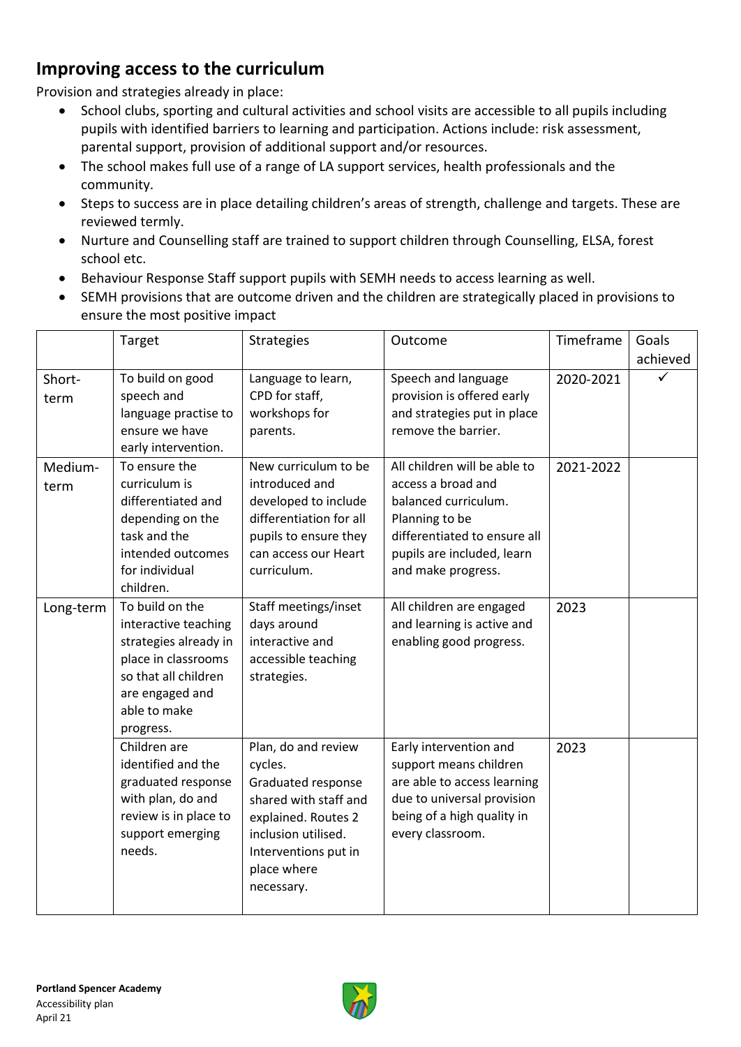## Improving access to the curriculum

Provision and strategies already in place:

- School clubs, sporting and cultural activities and school visits are accessible to all pupils including pupils with identified barriers to learning and participation. Actions include: risk assessment, parental support, provision of additional support and/or resources.
- The school makes full use of a range of LA support services, health professionals and the community.
- Steps to success are in place detailing children's areas of strength, challenge and targets. These are reviewed termly.
- Nurture and Counselling staff are trained to support children through Counselling, ELSA, forest school etc.
- Behaviour Response Staff support pupils with SEMH needs to access learning as well.
- SEMH provisions that are outcome driven and the children are strategically placed in provisions to ensure the most positive impact

| | Target | Strategies | Outcome | Timeframe | Goals achieved |
|---|---|---|---|---|---|
| Short-term | To build on good speech and language practise to ensure we have early intervention. | Language to learn, CPD for staff, workshops for parents. | Speech and language provision is offered early and strategies put in place remove the barrier. | 2020-2021 | ✓ |
| Medium-term | To ensure the curriculum is differentiated and depending on the task and the intended outcomes for individual children. | New curriculum to be introduced and developed to include differentiation for all pupils to ensure they can access our Heart curriculum. | All children will be able to access a broad and balanced curriculum. Planning to be differentiated to ensure all pupils are included, learn and make progress. | 2021-2022 | |
| Long-term | To build on the interactive teaching strategies already in place in classrooms so that all children are engaged and able to make progress. | Staff meetings/inset days around interactive and accessible teaching strategies. | All children are engaged and learning is active and enabling good progress. | 2023 | |
| | Children are identified and the graduated response with plan, do and review is in place to support emerging needs. | Plan, do and review cycles. Graduated response shared with staff and explained. Routes 2 inclusion utilised. Interventions put in place where necessary. | Early intervention and support means children are able to access learning due to universal provision being of a high quality in every classroom. | 2023 | |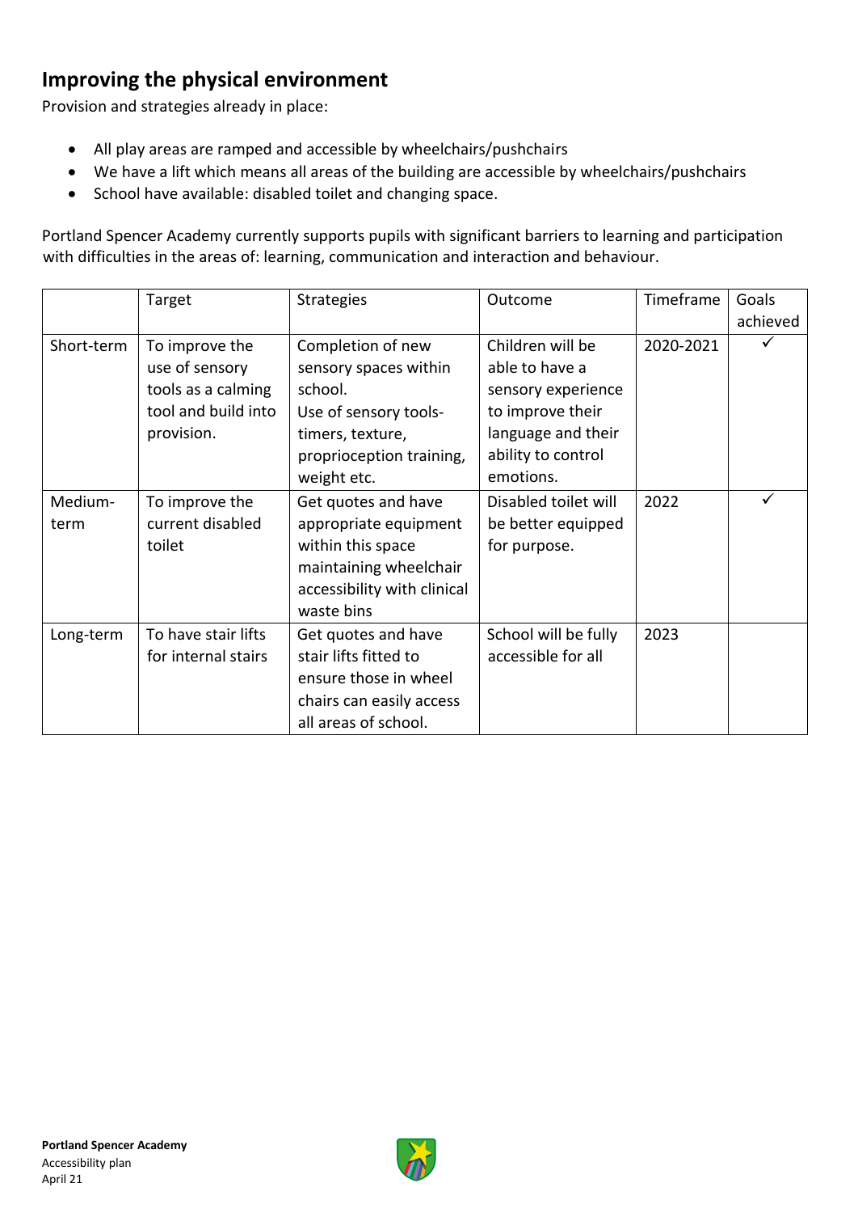## Improving the physical environment

Provision and strategies already in place:

- All play areas are ramped and accessible by wheelchairs/pushchairs
- We have a lift which means all areas of the building are accessible by wheelchairs/pushchairs
- School have available: disabled toilet and changing space.

Portland Spencer Academy currently supports pupils with significant barriers to learning and participation with difficulties in the areas of: learning, communication and interaction and behaviour.

| | Target | Strategies | Outcome | Timeframe | Goals achieved |
|---|---|---|---|---|---|
| Short-term | To improve the use of sensory tools as a calming tool and build into provision. | Completion of new sensory spaces within school. Use of sensory tools- timers, texture, proprioception training, weight etc. | Children will be able to have a sensory experience to improve their language and their ability to control emotions. | 2020-2021 | ✓ |
| Medium-term | To improve the current disabled toilet | Get quotes and have appropriate equipment within this space maintaining wheelchair accessibility with clinical waste bins | Disabled toilet will be better equipped for purpose. | 2022 | ✓ |
| Long-term | To have stair lifts for internal stairs | Get quotes and have stair lifts fitted to ensure those in wheel chairs can easily access all areas of school. | School will be fully accessible for all | 2023 | |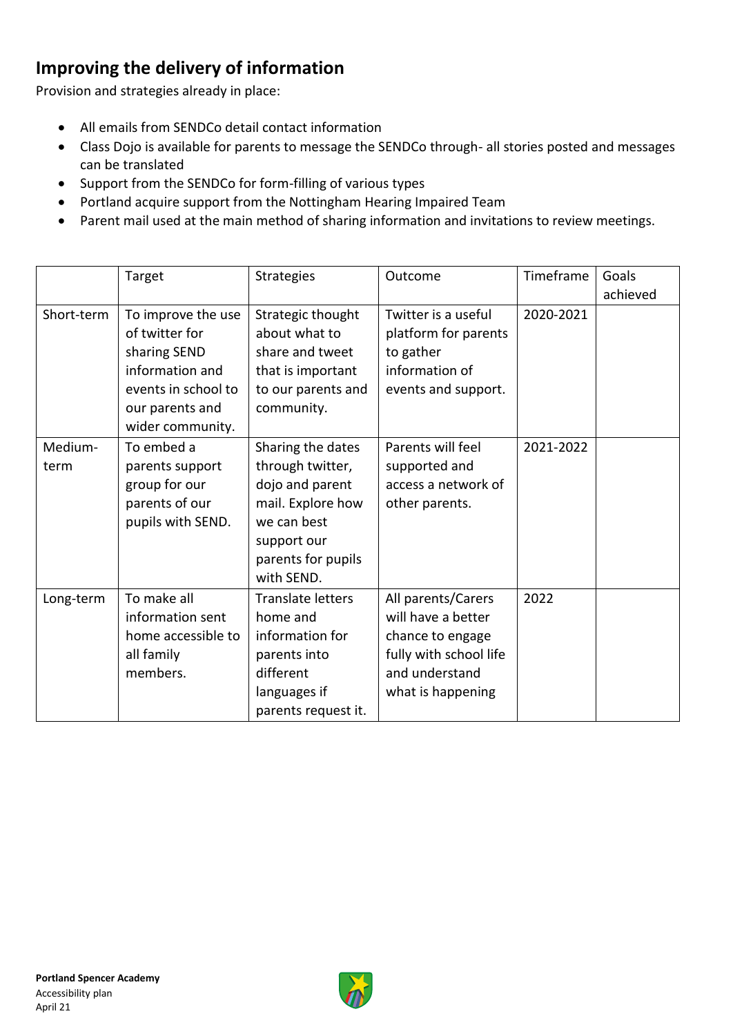## Improving the delivery of information

Provision and strategies already in place:

- All emails from SENDCo detail contact information
- Class Dojo is available for parents to message the SENDCo through- all stories posted and messages can be translated
- Support from the SENDCo for form-filling of various types
- Portland acquire support from the Nottingham Hearing Impaired Team
- Parent mail used at the main method of sharing information and invitations to review meetings.

| | Target | Strategies | Outcome | Timeframe | Goals achieved |
|---|---|---|---|---|---|
| Short-term | To improve the use of twitter for sharing SEND information and events in school to our parents and wider community. | Strategic thought about what to share and tweet that is important to our parents and community. | Twitter is a useful platform for parents to gather information of events and support. | 2020-2021 | |
| Medium-term | To embed a parents support group for our parents of our pupils with SEND. | Sharing the dates through twitter, dojo and parent mail. Explore how we can best support our parents for pupils with SEND. | Parents will feel supported and access a network of other parents. | 2021-2022 | |
| Long-term | To make all information sent home accessible to all family members. | Translate letters home and information for parents into different languages if parents request it. | All parents/Carers will have a better chance to engage fully with school life and understand what is happening | 2022 | |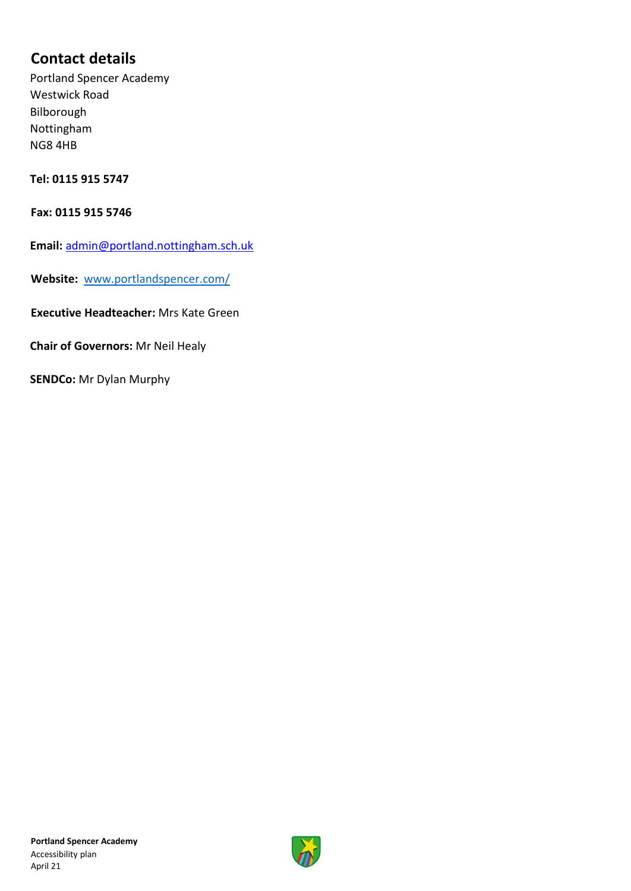## Contact details

Portland Spencer Academy
Westwick Road
Bilborough
Nottingham
NG8 4HB

**Tel: 0115 915 5747**

**Fax: 0115 915 5746**

**Email:** admin@portland.nottingham.sch.uk

**Website:** www.portlandspencer.com/

**Executive Headteacher:** Mrs Kate Green

**Chair of Governors:** Mr Neil Healy

**SENDCo:** Mr Dylan Murphy